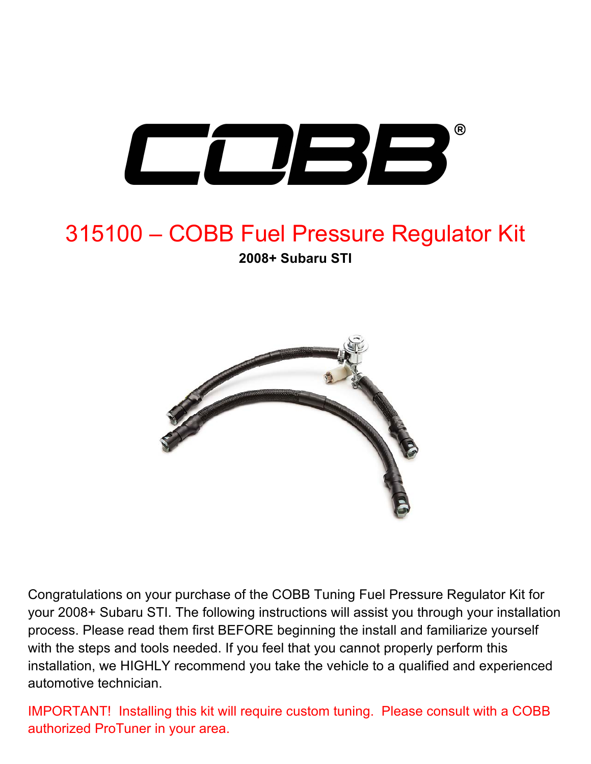# COBB

## 315100 – COBB Fuel Pressure Regulator Kit

**2008+ Subaru STI**

Congratulations on your purchase of the COBB Tuning Fuel Pressure Regulator Kit for your 2008+ Subaru STI. The following instructions will assist you through your installation process. Please read them first BEFORE beginning the install and familiarize yourself with the steps and tools needed. If you feel that you cannot properly perform this installation, we HIGHLY recommend you take the vehicle to a qualified and experienced automotive technician.

IMPORTANT! Installing this kit will require custom tuning. Please consult with a COBB authorized ProTuner in your area.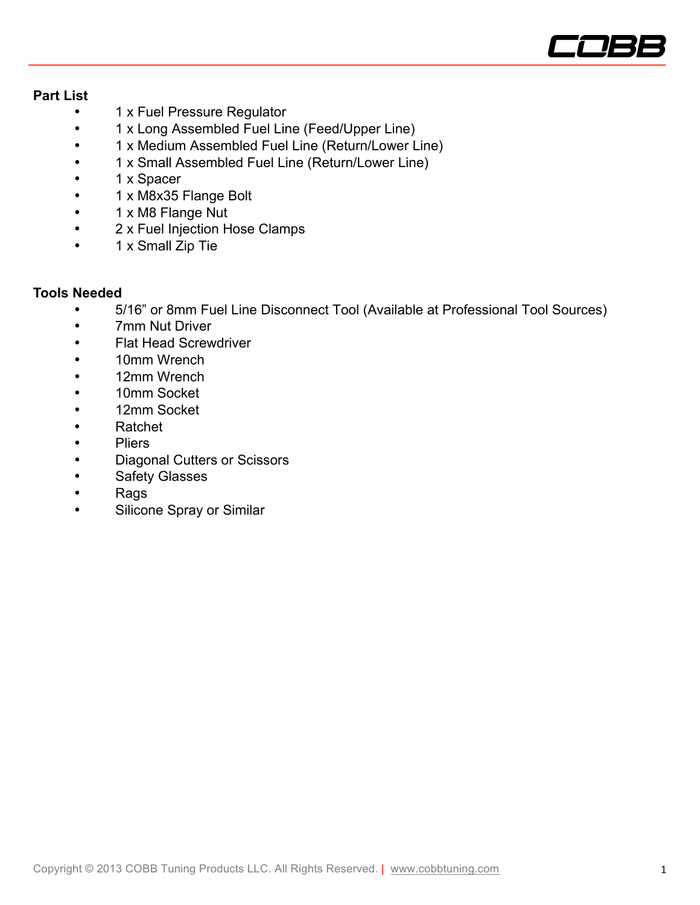## Part List

- 1 x Fuel Pressure Regulator
- 1 x Long Assembled Fuel Line (Feed/Upper Line)
- 1 x Medium Assembled Fuel Line (Return/Lower Line)
- 1 x Small Assembled Fuel Line (Return/Lower Line)
- 1 x Spacer
- 1 x M8x35 Flange Bolt
- 1 x M8 Flange Nut
- 2 x Fuel Injection Hose Clamps
- 1 x Small Zip Tie

## Tools Needed

- 5/16" or 8mm Fuel Line Disconnect Tool (Available at Professional Tool Sources)
- 7mm Nut Driver
- Flat Head Screwdriver
- 10mm Wrench
- 12mm Wrench
- 10mm Socket
- 12mm Socket
- Ratchet
- Pliers
- Diagonal Cutters or Scissors
- Safety Glasses
- Rags
- Silicone Spray or Similar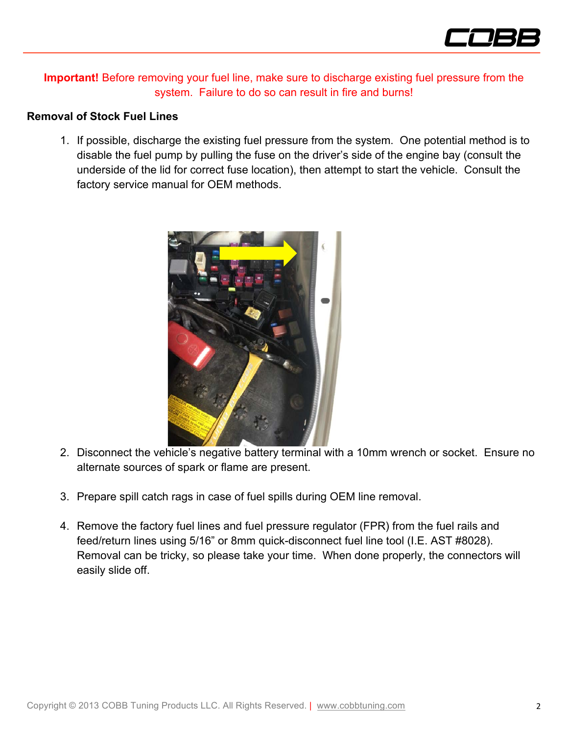**Important!** Before removing your fuel line, make sure to discharge existing fuel pressure from the system. Failure to do so can result in fire and burns!

**Removal of Stock Fuel Lines**

1. If possible, discharge the existing fuel pressure from the system. One potential method is to disable the fuel pump by pulling the fuse on the driver's side of the engine bay (consult the underside of the lid for correct fuse location), then attempt to start the vehicle. Consult the factory service manual for OEM methods.

2. Disconnect the vehicle's negative battery terminal with a 10mm wrench or socket. Ensure no alternate sources of spark or flame are present.

3. Prepare spill catch rags in case of fuel spills during OEM line removal.

4. Remove the factory fuel lines and fuel pressure regulator (FPR) from the fuel rails and feed/return lines using 5/16" or 8mm quick-disconnect fuel line tool (I.E. AST #8028). Removal can be tricky, so please take your time. When done properly, the connectors will easily slide off.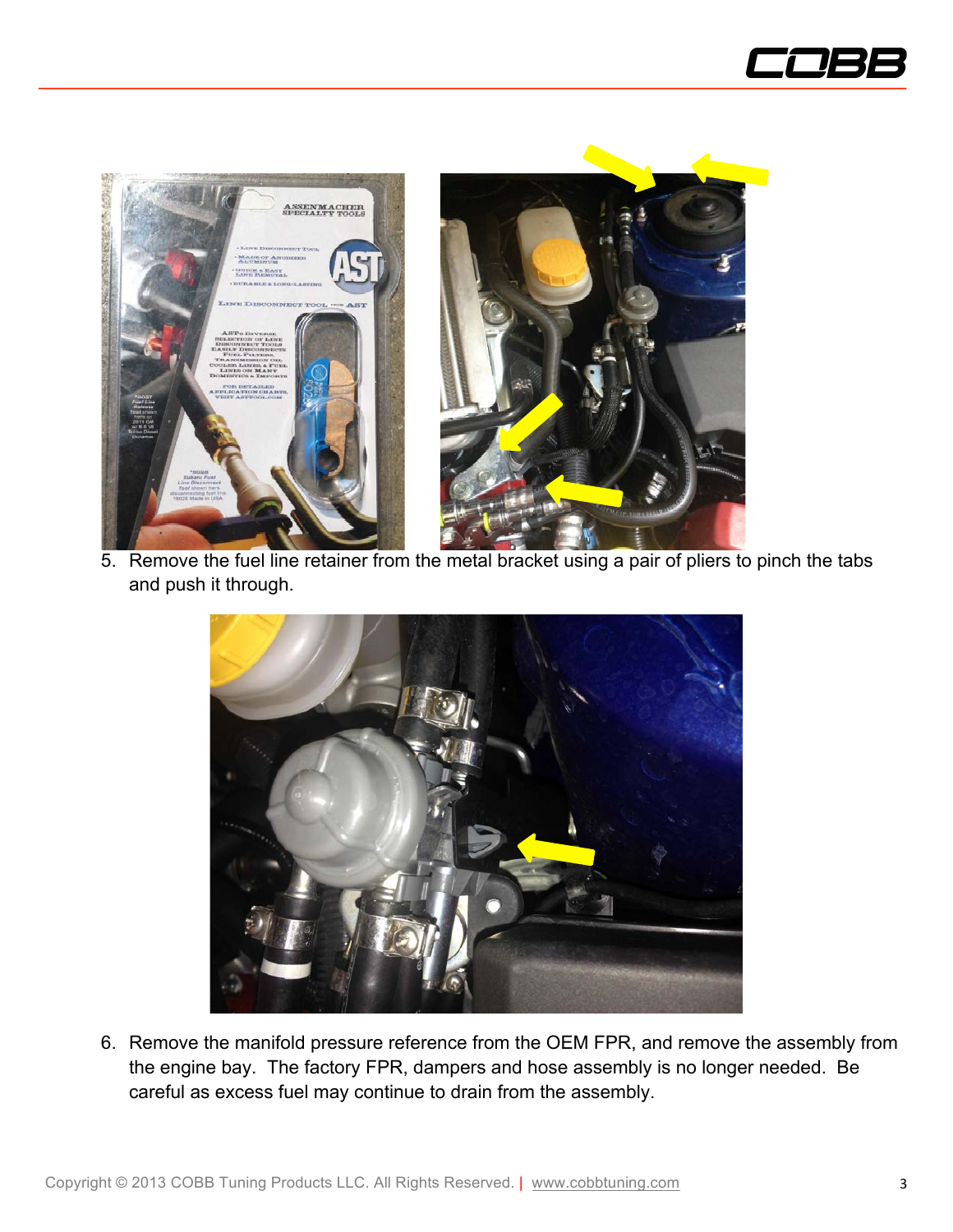5. Remove the fuel line retainer from the metal bracket using a pair of pliers to pinch the tabs and push it through.

6. Remove the manifold pressure reference from the OEM FPR, and remove the assembly from the engine bay. The factory FPR, dampers and hose assembly is no longer needed. Be careful as excess fuel may continue to drain from the assembly.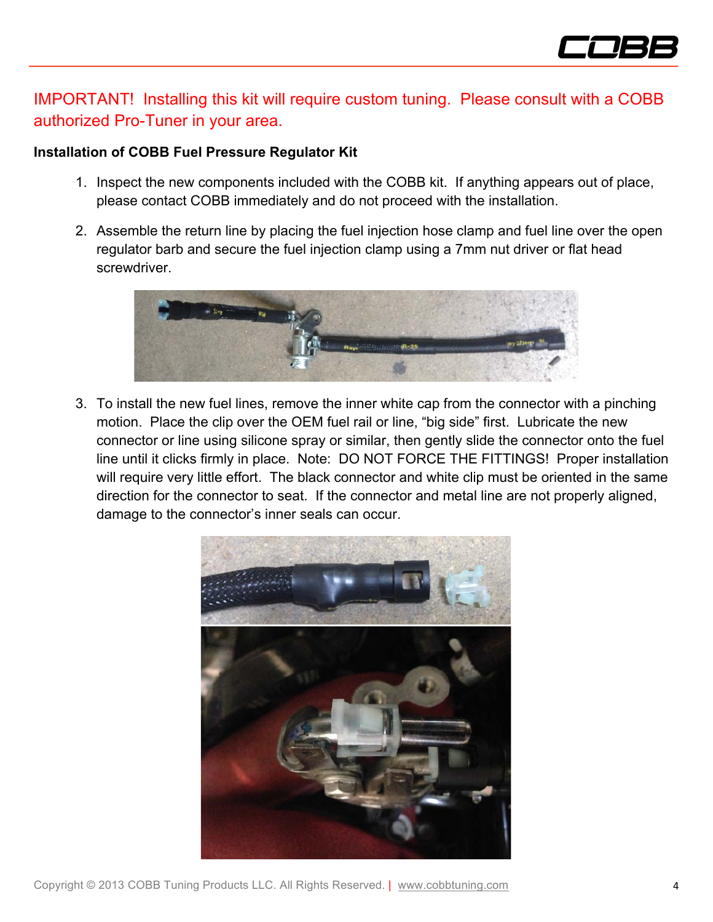IMPORTANT! Installing this kit will require custom tuning. Please consult with a COBB authorized Pro-Tuner in your area.

**Installation of COBB Fuel Pressure Regulator Kit**

1. Inspect the new components included with the COBB kit. If anything appears out of place, please contact COBB immediately and do not proceed with the installation.
2. Assemble the return line by placing the fuel injection hose clamp and fuel line over the open regulator barb and secure the fuel injection clamp using a 7mm nut driver or flat head screwdriver.
3. To install the new fuel lines, remove the inner white cap from the connector with a pinching motion. Place the clip over the OEM fuel rail or line, "big side" first. Lubricate the new connector or line using silicone spray or similar, then gently slide the connector onto the fuel line until it clicks firmly in place. Note: DO NOT FORCE THE FITTINGS! Proper installation will require very little effort. The black connector and white clip must be oriented in the same direction for the connector to seat. If the connector and metal line are not properly aligned, damage to the connector's inner seals can occur.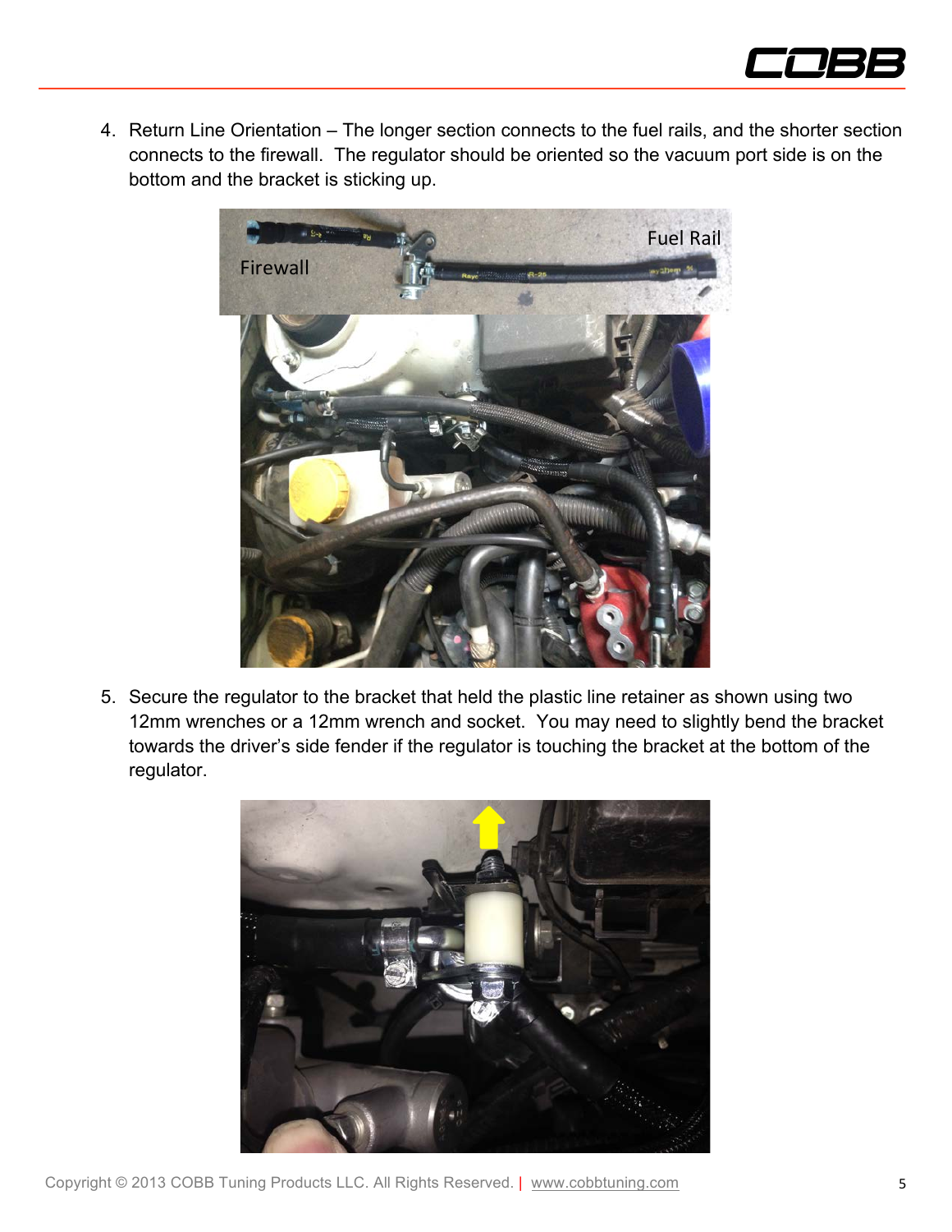4. Return Line Orientation – The longer section connects to the fuel rails, and the shorter section connects to the firewall. The regulator should be oriented so the vacuum port side is on the bottom and the bracket is sticking up.

5. Secure the regulator to the bracket that held the plastic line retainer as shown using two 12mm wrenches or a 12mm wrench and socket. You may need to slightly bend the bracket towards the driver's side fender if the regulator is touching the bracket at the bottom of the regulator.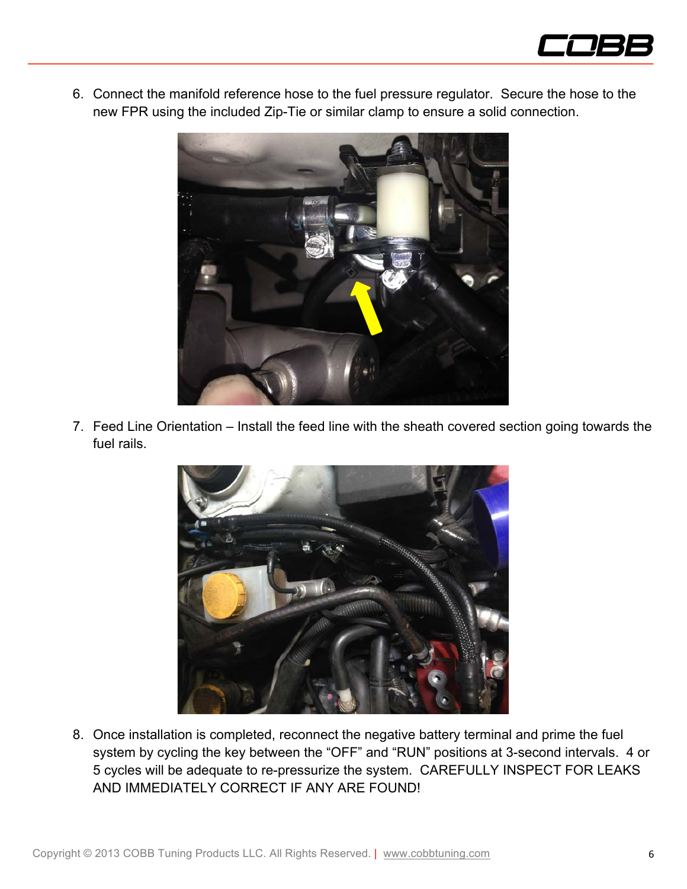6. Connect the manifold reference hose to the fuel pressure regulator. Secure the hose to the new FPR using the included Zip-Tie or similar clamp to ensure a solid connection.

7. Feed Line Orientation – Install the feed line with the sheath covered section going towards the fuel rails.

8. Once installation is completed, reconnect the negative battery terminal and prime the fuel system by cycling the key between the “OFF” and “RUN” positions at 3-second intervals. 4 or 5 cycles will be adequate to re-pressurize the system. CAREFULLY INSPECT FOR LEAKS AND IMMEDIATELY CORRECT IF ANY ARE FOUND!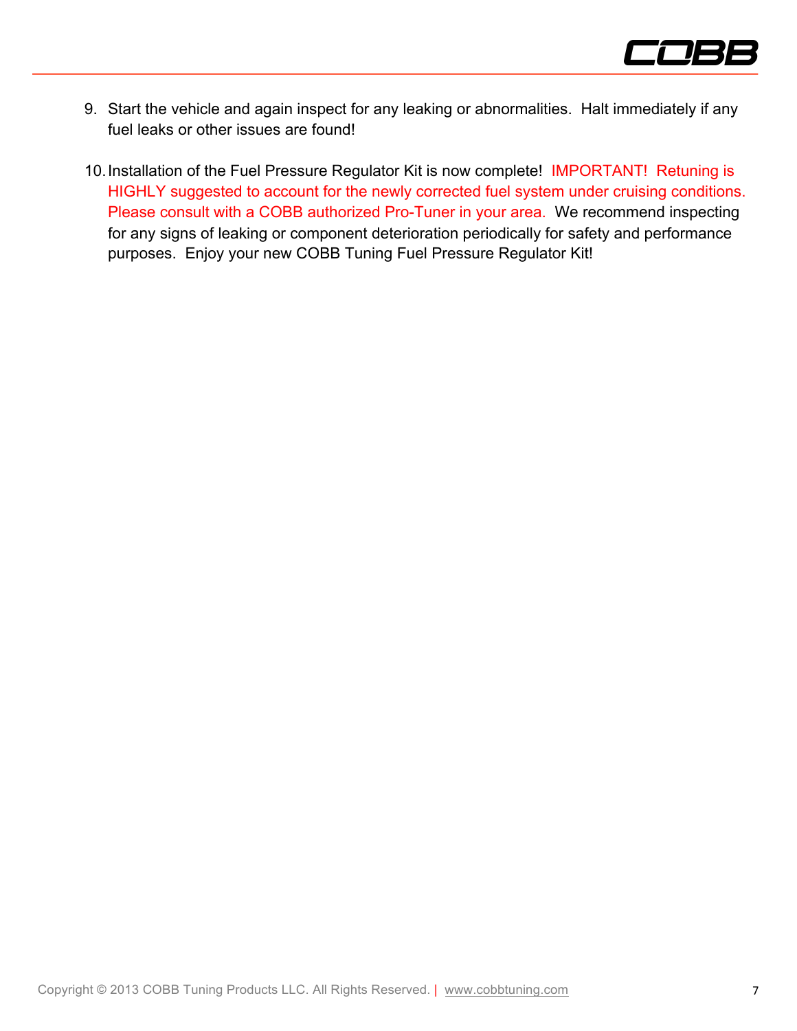9. Start the vehicle and again inspect for any leaking or abnormalities. Halt immediately if any fuel leaks or other issues are found!

10. Installation of the Fuel Pressure Regulator Kit is now complete! IMPORTANT! Retuning is HIGHLY suggested to account for the newly corrected fuel system under cruising conditions. Please consult with a COBB authorized Pro-Tuner in your area. We recommend inspecting for any signs of leaking or component deterioration periodically for safety and performance purposes. Enjoy your new COBB Tuning Fuel Pressure Regulator Kit!